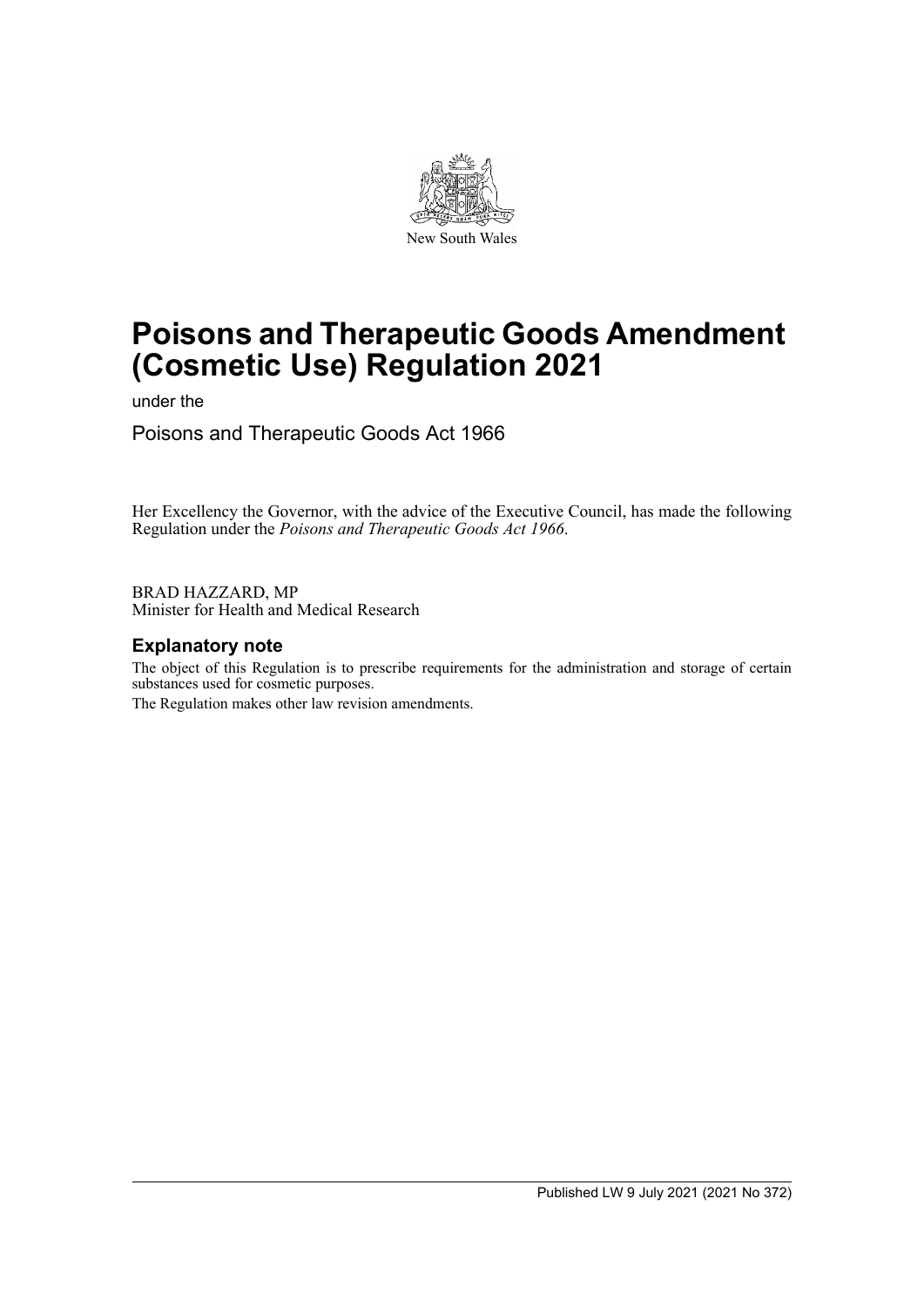New South Wales

# Poisons and Therapeutic Goods Amendment (Cosmetic Use) Regulation 2021

under the

Poisons and Therapeutic Goods Act 1966

Her Excellency the Governor, with the advice of the Executive Council, has made the following Regulation under the *Poisons and Therapeutic Goods Act 1966*.

BRAD HAZZARD, MP
Minister for Health and Medical Research

## Explanatory note

The object of this Regulation is to prescribe requirements for the administration and storage of certain substances used for cosmetic purposes.

The Regulation makes other law revision amendments.

Published LW 9 July 2021 (2021 No 372)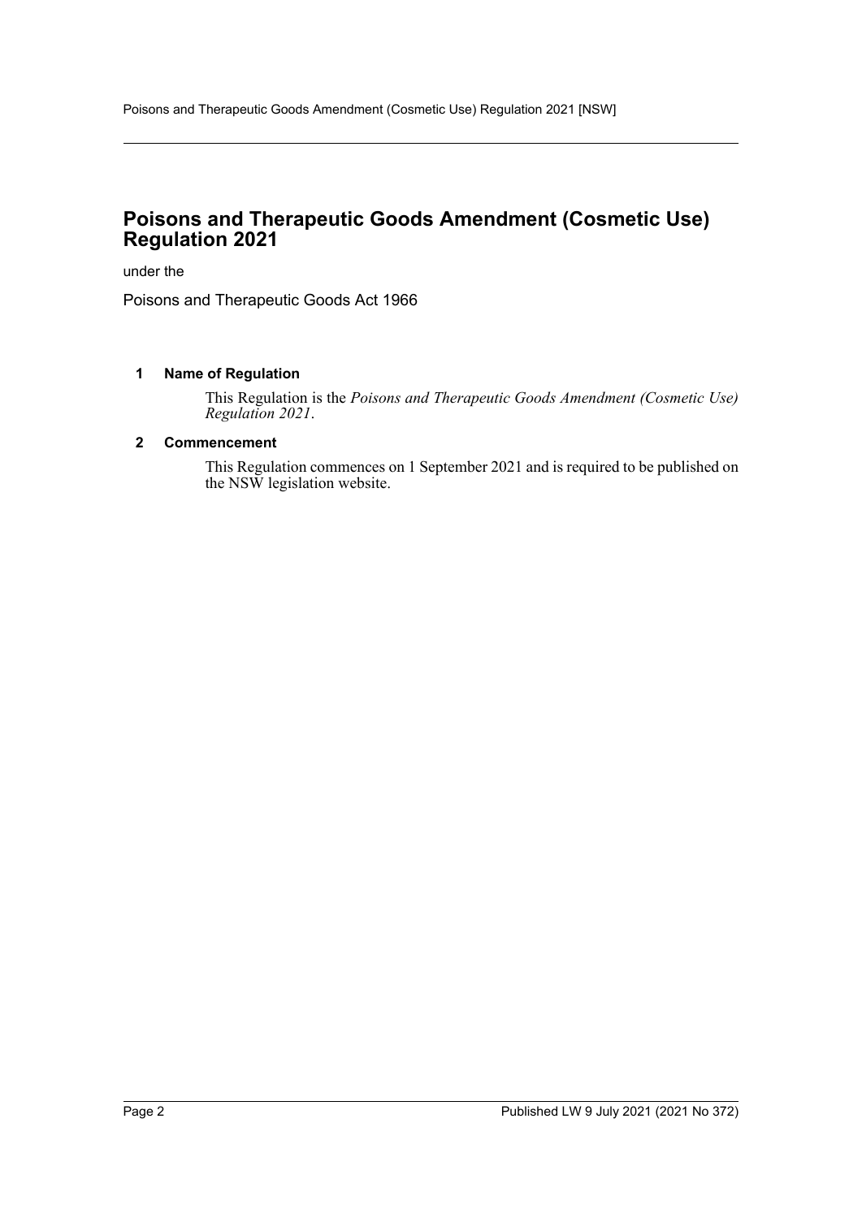# Poisons and Therapeutic Goods Amendment (Cosmetic Use) Regulation 2021

under the

Poisons and Therapeutic Goods Act 1966

## 1 Name of Regulation

This Regulation is the *Poisons and Therapeutic Goods Amendment (Cosmetic Use) Regulation 2021*.

## 2 Commencement

This Regulation commences on 1 September 2021 and is required to be published on the NSW legislation website.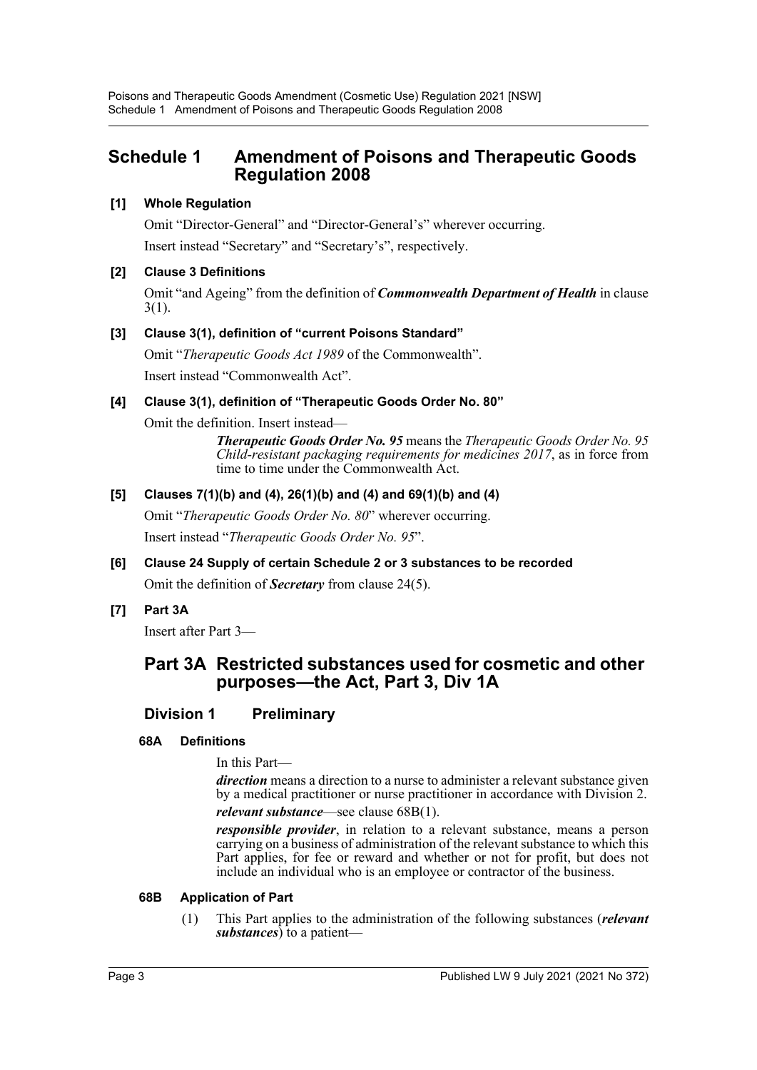# Schedule 1 Amendment of Poisons and Therapeutic Goods Regulation 2008

## [1] Whole Regulation

Omit "Director-General" and "Director-General's" wherever occurring.

Insert instead "Secretary" and "Secretary's", respectively.

## [2] Clause 3 Definitions

Omit "and Ageing" from the definition of ***Commonwealth Department of Health*** in clause 3(1).

## [3] Clause 3(1), definition of "current Poisons Standard"

Omit "*Therapeutic Goods Act 1989* of the Commonwealth".

Insert instead "Commonwealth Act".

## [4] Clause 3(1), definition of "Therapeutic Goods Order No. 80"

Omit the definition. Insert instead—

> ***Therapeutic Goods Order No. 95*** means the *Therapeutic Goods Order No. 95 Child-resistant packaging requirements for medicines 2017*, as in force from time to time under the Commonwealth Act.

## [5] Clauses 7(1)(b) and (4), 26(1)(b) and (4) and 69(1)(b) and (4)

Omit "*Therapeutic Goods Order No. 80*" wherever occurring.

Insert instead "*Therapeutic Goods Order No. 95*".

## [6] Clause 24 Supply of certain Schedule 2 or 3 substances to be recorded

Omit the definition of ***Secretary*** from clause 24(5).

## [7] Part 3A

Insert after Part 3—

# Part 3A Restricted substances used for cosmetic and other purposes—the Act, Part 3, Div 1A

## Division 1 Preliminary

### 68A Definitions

In this Part—

***direction*** means a direction to a nurse to administer a relevant substance given by a medical practitioner or nurse practitioner in accordance with Division 2.

***relevant substance***—see clause 68B(1).

***responsible provider***, in relation to a relevant substance, means a person carrying on a business of administration of the relevant substance to which this Part applies, for fee or reward and whether or not for profit, but does not include an individual who is an employee or contractor of the business.

### 68B Application of Part

(1) This Part applies to the administration of the following substances (***relevant substances***) to a patient—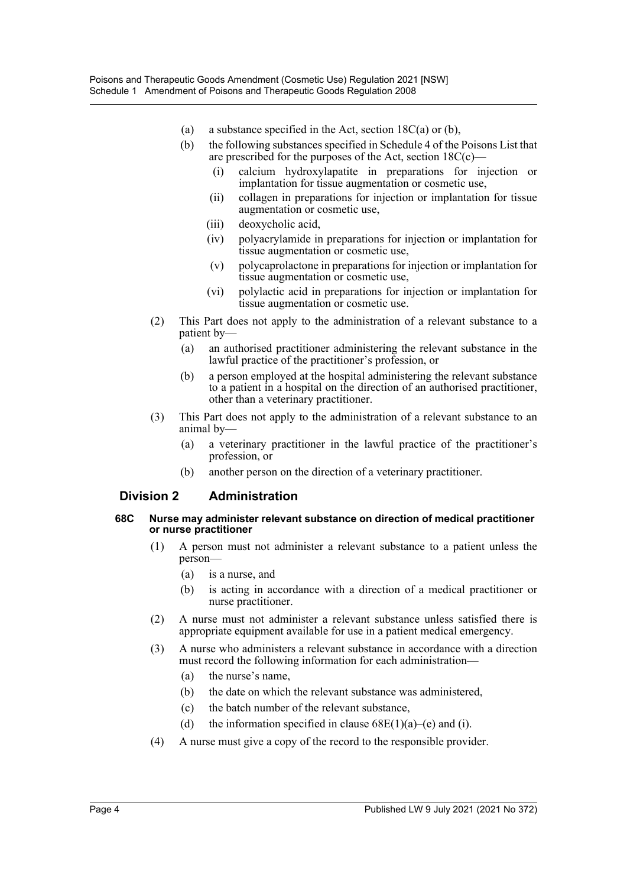(a) a substance specified in the Act, section 18C(a) or (b),

(b) the following substances specified in Schedule 4 of the Poisons List that are prescribed for the purposes of the Act, section 18C(c)—

(i) calcium hydroxylapatite in preparations for injection or implantation for tissue augmentation or cosmetic use,

(ii) collagen in preparations for injection or implantation for tissue augmentation or cosmetic use,

(iii) deoxycholic acid,

(iv) polyacrylamide in preparations for injection or implantation for tissue augmentation or cosmetic use,

(v) polycaprolactone in preparations for injection or implantation for tissue augmentation or cosmetic use,

(vi) polylactic acid in preparations for injection or implantation for tissue augmentation or cosmetic use.

(2) This Part does not apply to the administration of a relevant substance to a patient by—

(a) an authorised practitioner administering the relevant substance in the lawful practice of the practitioner's profession, or

(b) a person employed at the hospital administering the relevant substance to a patient in a hospital on the direction of an authorised practitioner, other than a veterinary practitioner.

(3) This Part does not apply to the administration of a relevant substance to an animal by—

(a) a veterinary practitioner in the lawful practice of the practitioner's profession, or

(b) another person on the direction of a veterinary practitioner.

## Division 2 Administration

#### 68C Nurse may administer relevant substance on direction of medical practitioner or nurse practitioner

(1) A person must not administer a relevant substance to a patient unless the person—

(a) is a nurse, and

(b) is acting in accordance with a direction of a medical practitioner or nurse practitioner.

(2) A nurse must not administer a relevant substance unless satisfied there is appropriate equipment available for use in a patient medical emergency.

(3) A nurse who administers a relevant substance in accordance with a direction must record the following information for each administration—

(a) the nurse's name,

(b) the date on which the relevant substance was administered,

(c) the batch number of the relevant substance,

(d) the information specified in clause 68E(1)(a)–(e) and (i).

(4) A nurse must give a copy of the record to the responsible provider.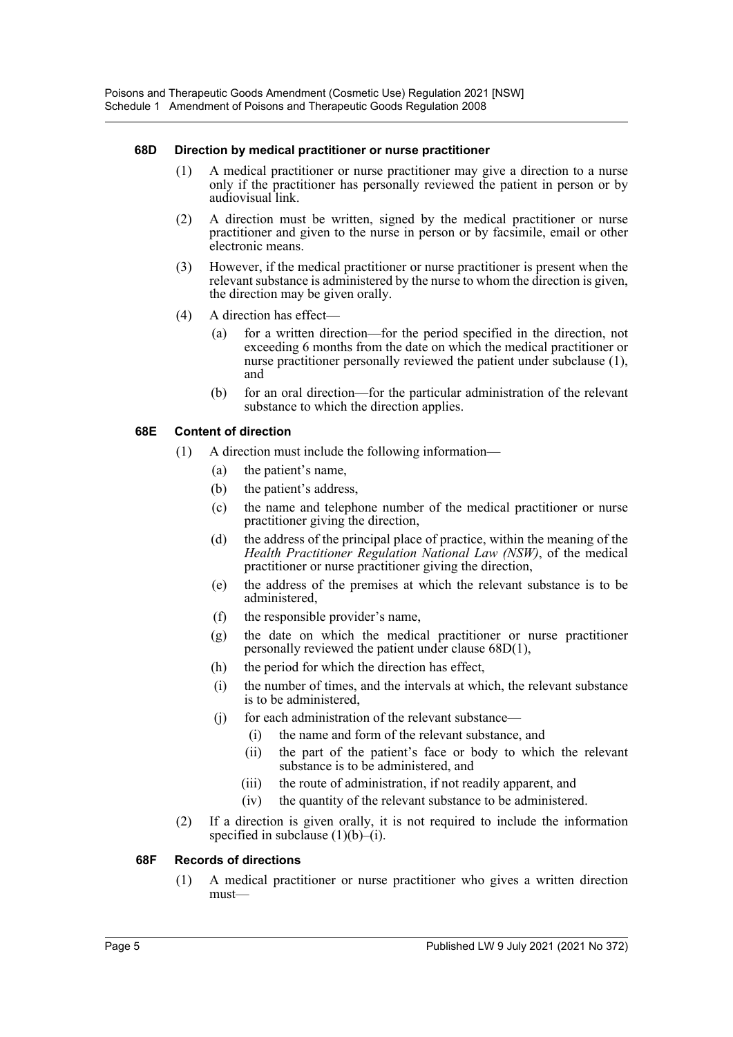### 68D Direction by medical practitioner or nurse practitioner

(1) A medical practitioner or nurse practitioner may give a direction to a nurse only if the practitioner has personally reviewed the patient in person or by audiovisual link.

(2) A direction must be written, signed by the medical practitioner or nurse practitioner and given to the nurse in person or by facsimile, email or other electronic means.

(3) However, if the medical practitioner or nurse practitioner is present when the relevant substance is administered by the nurse to whom the direction is given, the direction may be given orally.

(4) A direction has effect—

- (a) for a written direction—for the period specified in the direction, not exceeding 6 months from the date on which the medical practitioner or nurse practitioner personally reviewed the patient under subclause (1), and
- (b) for an oral direction—for the particular administration of the relevant substance to which the direction applies.

### 68E Content of direction

(1) A direction must include the following information—

- (a) the patient's name,
- (b) the patient's address,
- (c) the name and telephone number of the medical practitioner or nurse practitioner giving the direction,
- (d) the address of the principal place of practice, within the meaning of the *Health Practitioner Regulation National Law (NSW)*, of the medical practitioner or nurse practitioner giving the direction,
- (e) the address of the premises at which the relevant substance is to be administered,
- (f) the responsible provider's name,
- (g) the date on which the medical practitioner or nurse practitioner personally reviewed the patient under clause 68D(1),
- (h) the period for which the direction has effect,
- (i) the number of times, and the intervals at which, the relevant substance is to be administered,
- (j) for each administration of the relevant substance—
  - (i) the name and form of the relevant substance, and
  - (ii) the part of the patient's face or body to which the relevant substance is to be administered, and
  - (iii) the route of administration, if not readily apparent, and
  - (iv) the quantity of the relevant substance to be administered.

(2) If a direction is given orally, it is not required to include the information specified in subclause (1)(b)–(i).

### 68F Records of directions

(1) A medical practitioner or nurse practitioner who gives a written direction must—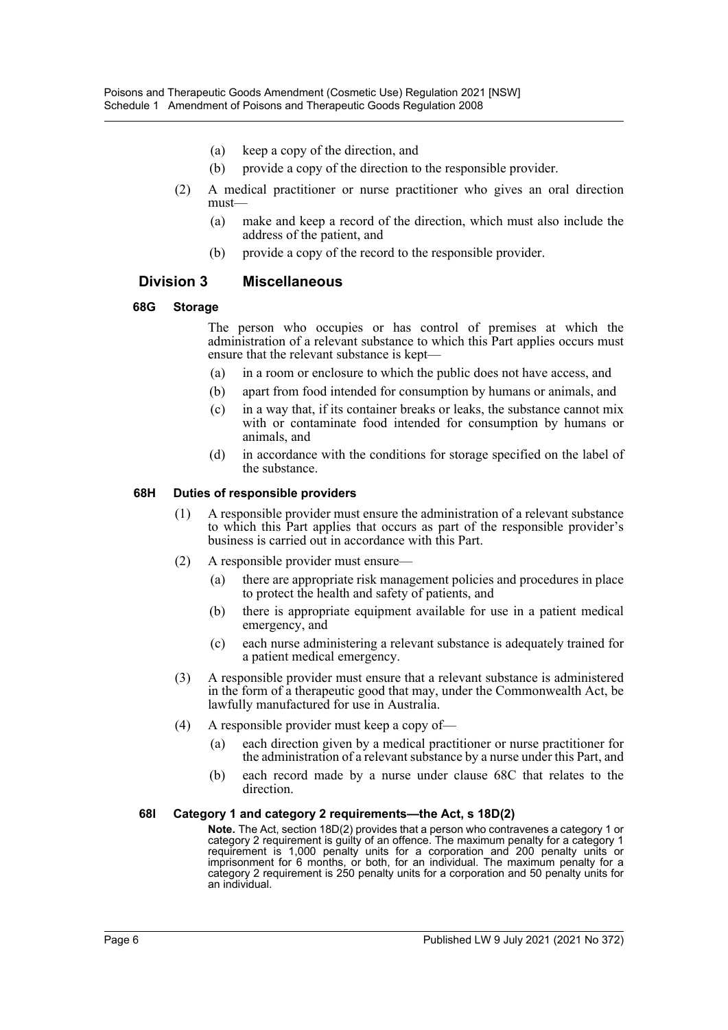- (a) keep a copy of the direction, and
- (b) provide a copy of the direction to the responsible provider.

(2) A medical practitioner or nurse practitioner who gives an oral direction must—

- (a) make and keep a record of the direction, which must also include the address of the patient, and
- (b) provide a copy of the record to the responsible provider.

## Division 3 Miscellaneous

### 68G Storage

The person who occupies or has control of premises at which the administration of a relevant substance to which this Part applies occurs must ensure that the relevant substance is kept—

- (a) in a room or enclosure to which the public does not have access, and
- (b) apart from food intended for consumption by humans or animals, and
- (c) in a way that, if its container breaks or leaks, the substance cannot mix with or contaminate food intended for consumption by humans or animals, and
- (d) in accordance with the conditions for storage specified on the label of the substance.

### 68H Duties of responsible providers

(1) A responsible provider must ensure the administration of a relevant substance to which this Part applies that occurs as part of the responsible provider's business is carried out in accordance with this Part.

(2) A responsible provider must ensure—

- (a) there are appropriate risk management policies and procedures in place to protect the health and safety of patients, and
- (b) there is appropriate equipment available for use in a patient medical emergency, and
- (c) each nurse administering a relevant substance is adequately trained for a patient medical emergency.

(3) A responsible provider must ensure that a relevant substance is administered in the form of a therapeutic good that may, under the Commonwealth Act, be lawfully manufactured for use in Australia.

(4) A responsible provider must keep a copy of—

- (a) each direction given by a medical practitioner or nurse practitioner for the administration of a relevant substance by a nurse under this Part, and
- (b) each record made by a nurse under clause 68C that relates to the direction.

### 68I Category 1 and category 2 requirements—the Act, s 18D(2)

**Note.** The Act, section 18D(2) provides that a person who contravenes a category 1 or category 2 requirement is guilty of an offence. The maximum penalty for a category 1 requirement is 1,000 penalty units for a corporation and 200 penalty units or imprisonment for 6 months, or both, for an individual. The maximum penalty for a category 2 requirement is 250 penalty units for a corporation and 50 penalty units for an individual.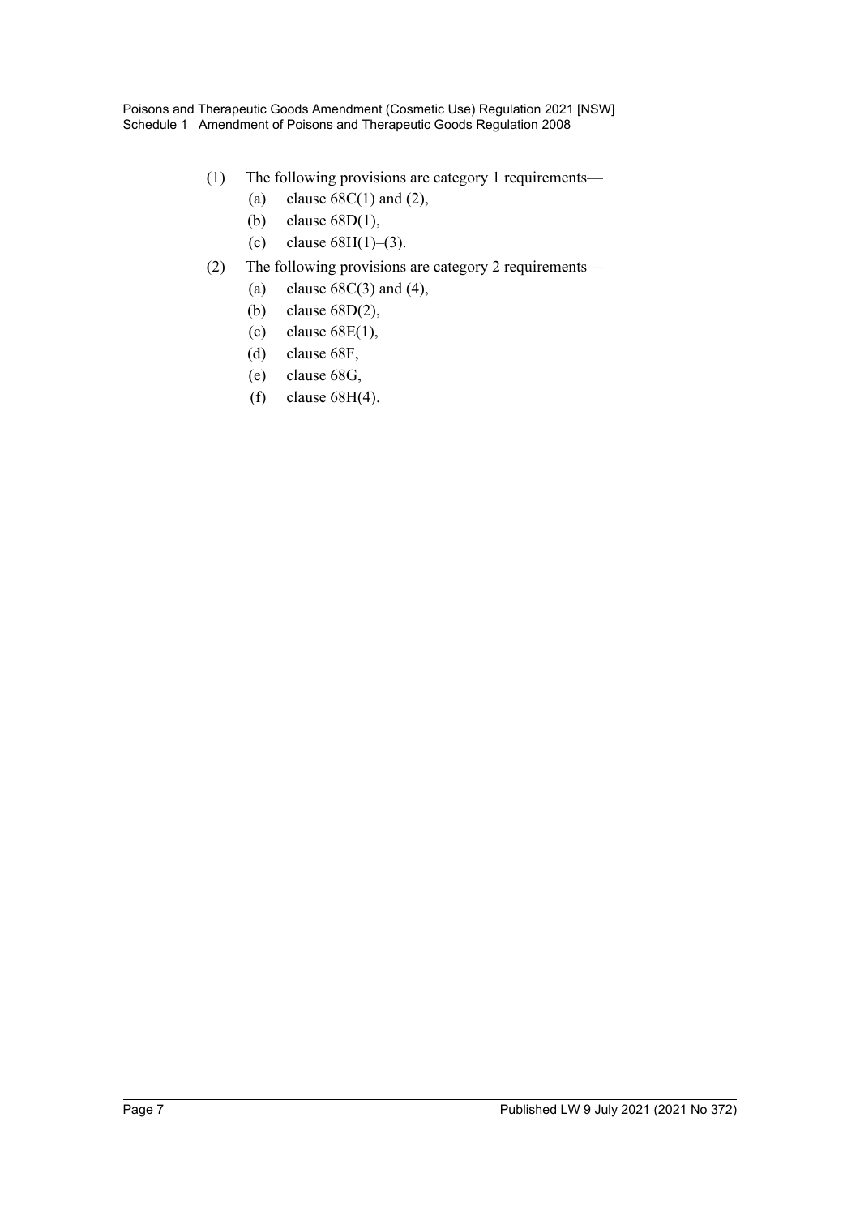(1) The following provisions are category 1 requirements—

(a) clause 68C(1) and (2),

(b) clause 68D(1),

(c) clause 68H(1)–(3).

(2) The following provisions are category 2 requirements—

(a) clause 68C(3) and (4),

(b) clause 68D(2),

(c) clause 68E(1),

(d) clause 68F,

(e) clause 68G,

(f) clause 68H(4).